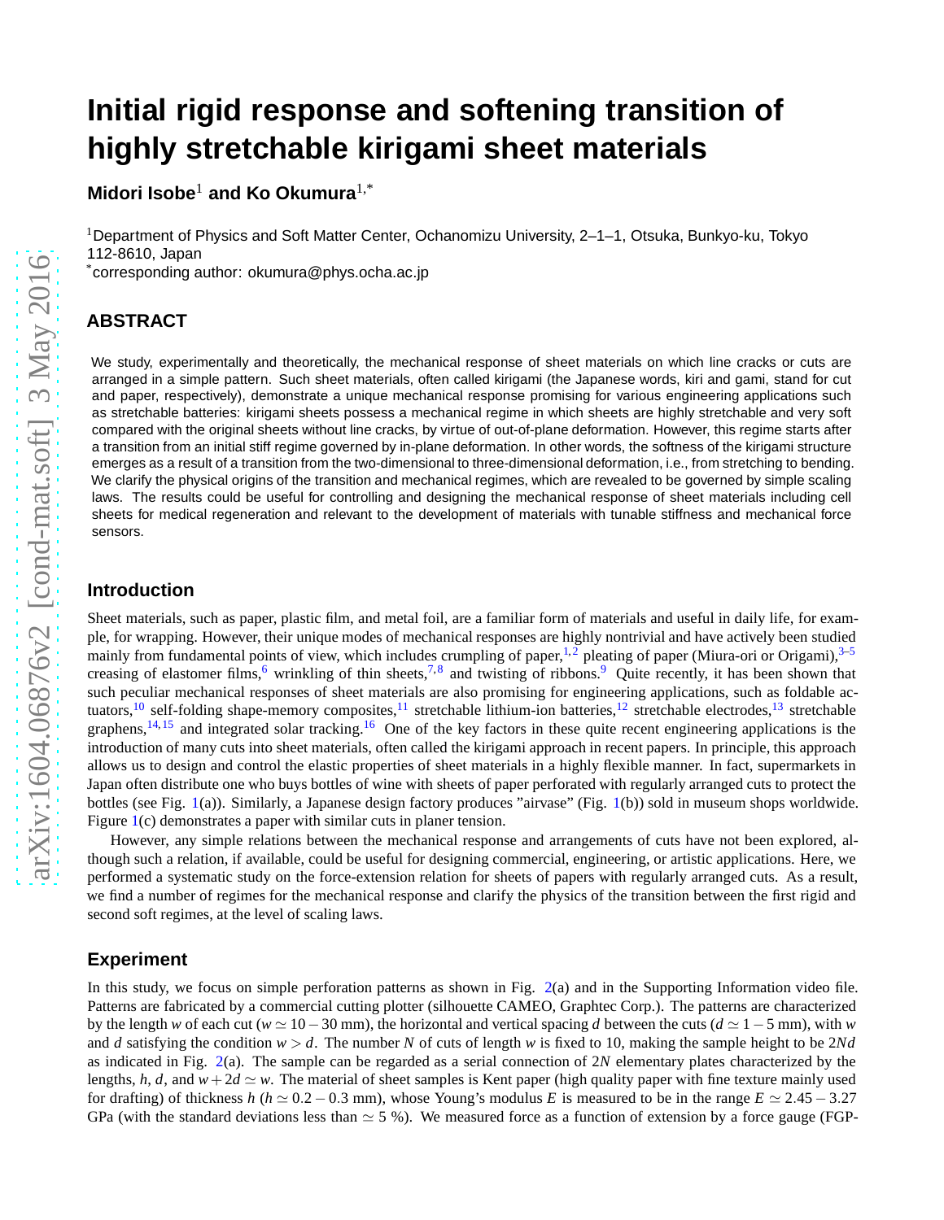# Initial rigid response and softening transition of highly stretchable kirigami sheet materials

**Midori Isobe**[1] **and Ko Okumura**[1,*]

[1]Department of Physics and Soft Matter Center, Ochanomizu University, 2–1–1, Otsuka, Bunkyo-ku, Tokyo 112-8610, Japan

[*]corresponding author: okumura@phys.ocha.ac.jp

## ABSTRACT

We study, experimentally and theoretically, the mechanical response of sheet materials on which line cracks or cuts are arranged in a simple pattern. Such sheet materials, often called kirigami (the Japanese words, kiri and gami, stand for cut and paper, respectively), demonstrate a unique mechanical response promising for various engineering applications such as stretchable batteries: kirigami sheets possess a mechanical regime in which sheets are highly stretchable and very soft compared with the original sheets without line cracks, by virtue of out-of-plane deformation. However, this regime starts after a transition from an initial stiff regime governed by in-plane deformation. In other words, the softness of the kirigami structure emerges as a result of a transition from the two-dimensional to three-dimensional deformation, i.e., from stretching to bending. We clarify the physical origins of the transition and mechanical regimes, which are revealed to be governed by simple scaling laws. The results could be useful for controlling and designing the mechanical response of sheet materials including cell sheets for medical regeneration and relevant to the development of materials with tunable stiffness and mechanical force sensors.

## Introduction

Sheet materials, such as paper, plastic film, and metal foil, are a familiar form of materials and useful in daily life, for example, for wrapping. However, their unique modes of mechanical responses are highly nontrivial and have actively been studied mainly from fundamental points of view, which includes crumpling of paper,[1,2] pleating of paper (Miura-ori or Origami),[3–5] creasing of elastomer films,[6] wrinkling of thin sheets,[7,8] and twisting of ribbons.[9] Quite recently, it has been shown that such peculiar mechanical responses of sheet materials are also promising for engineering applications, such as foldable actuators,[10] self-folding shape-memory composites,[11] stretchable lithium-ion batteries,[12] stretchable electrodes,[13] stretchable graphens,[14,15] and integrated solar tracking.[16] One of the key factors in these quite recent engineering applications is the introduction of many cuts into sheet materials, often called the kirigami approach in recent papers. In principle, this approach allows us to design and control the elastic properties of sheet materials in a highly flexible manner. In fact, supermarkets in Japan often distribute one who buys bottles of wine with sheets of paper perforated with regularly arranged cuts to protect the bottles (see Fig. 1(a)). Similarly, a Japanese design factory produces "airvase" (Fig. 1(b)) sold in museum shops worldwide. Figure 1(c) demonstrates a paper with similar cuts in planer tension.

However, any simple relations between the mechanical response and arrangements of cuts have not been explored, although such a relation, if available, could be useful for designing commercial, engineering, or artistic applications. Here, we performed a systematic study on the force-extension relation for sheets of papers with regularly arranged cuts. As a result, we find a number of regimes for the mechanical response and clarify the physics of the transition between the first rigid and second soft regimes, at the level of scaling laws.

## Experiment

In this study, we focus on simple perforation patterns as shown in Fig. 2(a) and in the Supporting Information video file. Patterns are fabricated by a commercial cutting plotter (silhouette CAMEO, Graphtec Corp.). The patterns are characterized by the length $w$ of each cut ($w \simeq 10-30$ mm), the horizontal and vertical spacing $d$ between the cuts ($d \simeq 1-5$ mm), with $w$ and $d$ satisfying the condition $w > d$. The number $N$ of cuts of length $w$ is fixed to 10, making the sample height to be $2Nd$ as indicated in Fig. 2(a). The sample can be regarded as a serial connection of $2N$ elementary plates characterized by the lengths, $h$, $d$, and $w+2d \simeq w$. The material of sheet samples is Kent paper (high quality paper with fine texture mainly used for drafting) of thickness $h$ ($h \simeq 0.2-0.3$ mm), whose Young's modulus $E$ is measured to be in the range $E \simeq 2.45-3.27$ GPa (with the standard deviations less than $\simeq 5$ %). We measured force as a function of extension by a force gauge (FGP-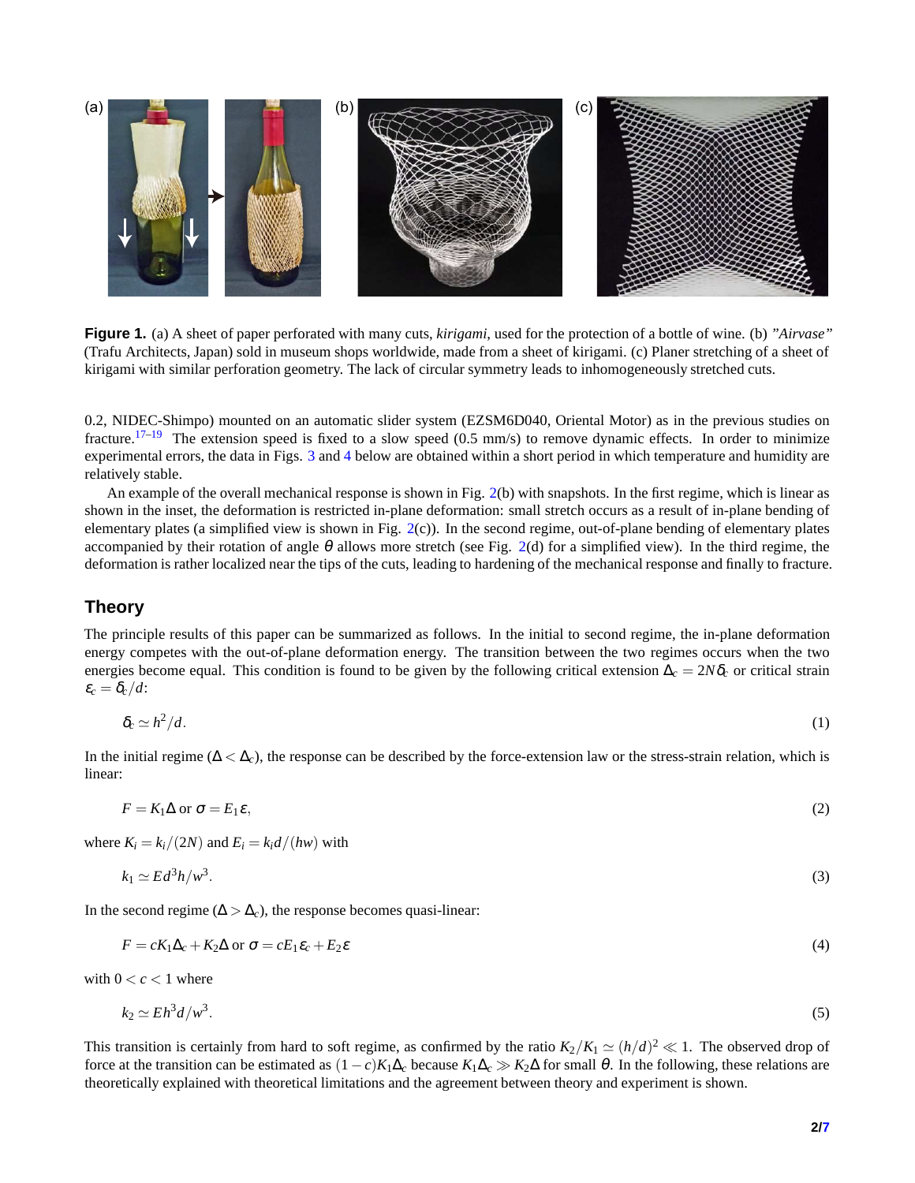**Figure 1.** (a) A sheet of paper perforated with many cuts, *kirigami*, used for the protection of a bottle of wine. (b) *"Airvase"* (Trafu Architects, Japan) sold in museum shops worldwide, made from a sheet of kirigami. (c) Planer stretching of a sheet of kirigami with similar perforation geometry. The lack of circular symmetry leads to inhomogeneously stretched cuts.

0.2, NIDEC-Shimpo) mounted on an automatic slider system (EZSM6D040, Oriental Motor) as in the previous studies on fracture.[17–19] The extension speed is fixed to a slow speed (0.5 mm/s) to remove dynamic effects. In order to minimize experimental errors, the data in Figs. 3 and 4 below are obtained within a short period in which temperature and humidity are relatively stable.

An example of the overall mechanical response is shown in Fig. 2(b) with snapshots. In the first regime, which is linear as shown in the inset, the deformation is restricted in-plane deformation: small stretch occurs as a result of in-plane bending of elementary plates (a simplified view is shown in Fig. 2(c)). In the second regime, out-of-plane bending of elementary plates accompanied by their rotation of angle $\theta$ allows more stretch (see Fig. 2(d) for a simplified view). In the third regime, the deformation is rather localized near the tips of the cuts, leading to hardening of the mechanical response and finally to fracture.

## Theory

The principle results of this paper can be summarized as follows. In the initial to second regime, the in-plane deformation energy competes with the out-of-plane deformation energy. The transition between the two regimes occurs when the two energies become equal. This condition is found to be given by the following critical extension $\Delta_c = 2N\delta_c$ or critical strain $\varepsilon_c = \delta_c/d$:

$$\delta_c \simeq h^2/d. \tag{1}$$

In the initial regime ($\Delta < \Delta_c$), the response can be described by the force-extension law or the stress-strain relation, which is linear:

$$F = K_1\Delta \text{ or } \sigma = E_1\varepsilon, \tag{2}$$

where $K_i = k_i/(2N)$ and $E_i = k_i d/(hw)$ with

$$k_1 \simeq Ed^3h/w^3. \tag{3}$$

In the second regime ($\Delta > \Delta_c$), the response becomes quasi-linear:

$$F = cK_1\Delta_c + K_2\Delta \text{ or } \sigma = cE_1\varepsilon_c + E_2\varepsilon \tag{4}$$

with $0 < c < 1$ where

$$k_2 \simeq Eh^3d/w^3. \tag{5}$$

This transition is certainly from hard to soft regime, as confirmed by the ratio $K_2/K_1 \simeq (h/d)^2 \ll 1$. The observed drop of force at the transition can be estimated as $(1-c)K_1\Delta_c$ because $K_1\Delta_c \gg K_2\Delta$ for small $\theta$. In the following, these relations are theoretically explained with theoretical limitations and the agreement between theory and experiment is shown.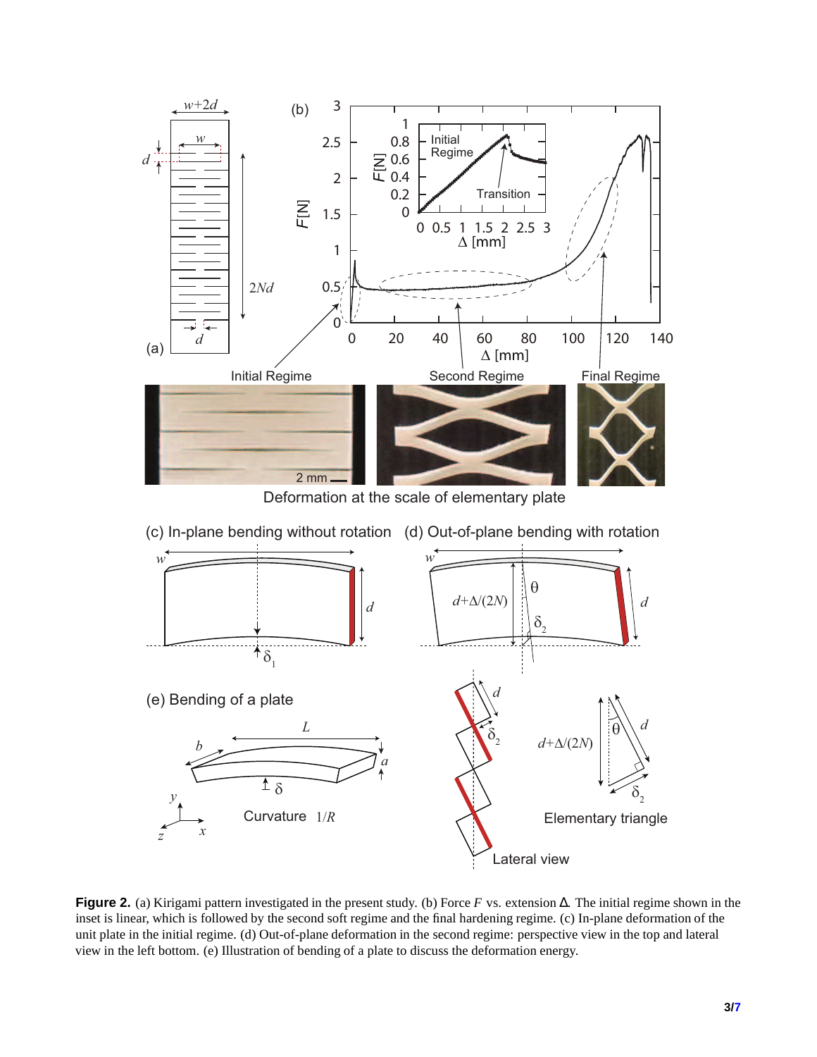**Figure 2.** (a) Kirigami pattern investigated in the present study. (b) Force $F$ vs. extension $\Delta$. The initial regime shown in the inset is linear, which is followed by the second soft regime and the final hardening regime. (c) In-plane deformation of the unit plate in the initial regime. (d) Out-of-plane deformation in the second regime: perspective view in the top and lateral view in the left bottom. (e) Illustration of bending of a plate to discuss the deformation energy.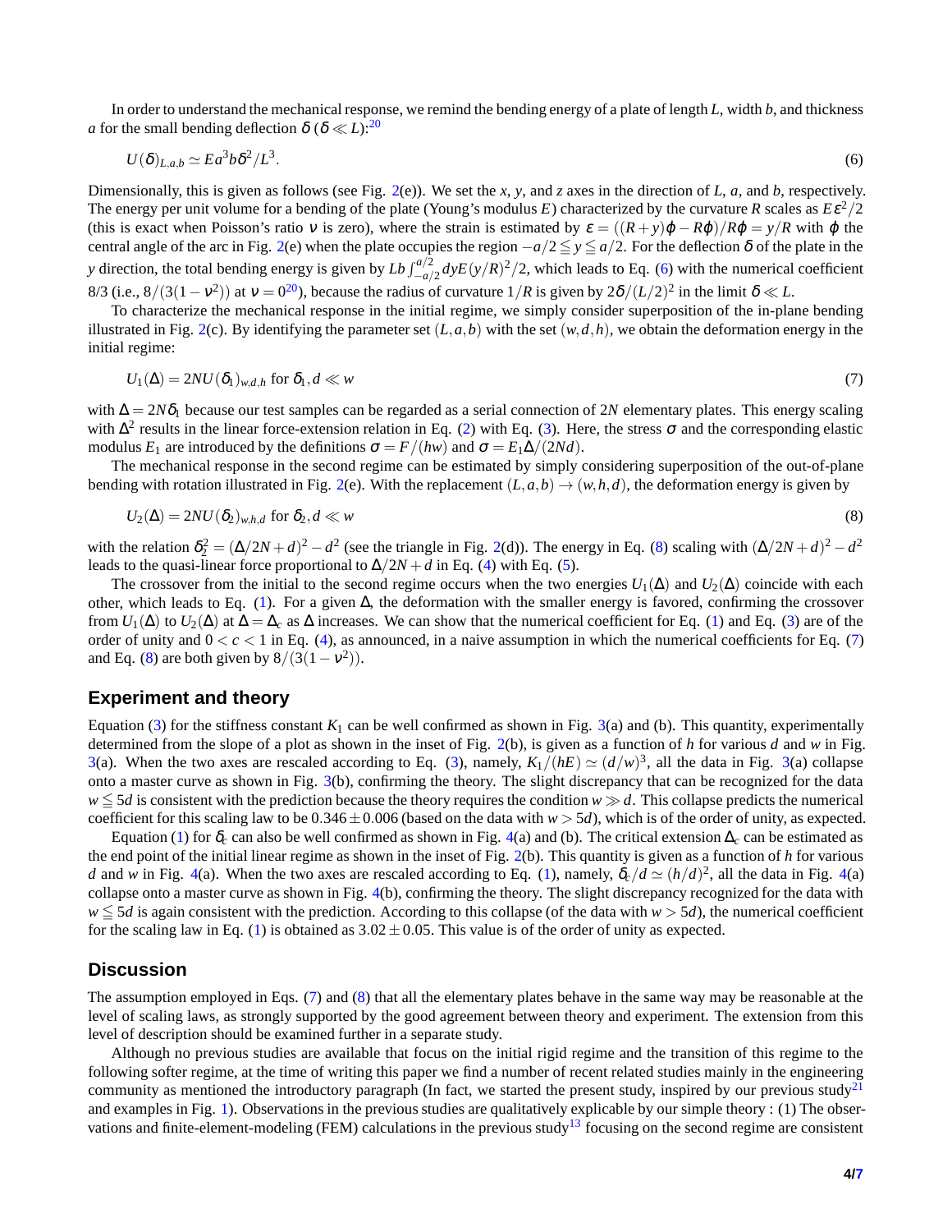In order to understand the mechanical response, we remind the bending energy of a plate of length $L$, width $b$, and thickness $a$ for the small bending deflection $\delta$ ($\delta \ll L$):[20]

$$U(\delta)_{L,a,b} \simeq Ea^3 b\delta^2/L^3. \tag{6}$$

Dimensionally, this is given as follows (see Fig. 2(e)). We set the $x$, $y$, and $z$ axes in the direction of $L$, $a$, and $b$, respectively. The energy per unit volume for a bending of the plate (Young's modulus $E$) characterized by the curvature $R$ scales as $E\varepsilon^2/2$ (this is exact when Poisson's ratio $\nu$ is zero), where the strain is estimated by $\varepsilon = ((R+y)\varphi - R\varphi)/R\varphi = y/R$ with $\varphi$ the central angle of the arc in Fig. 2(e) when the plate occupies the region $-a/2 \leqq y \leqq a/2$. For the deflection $\delta$ of the plate in the $y$ direction, the total bending energy is given by $Lb\int_{-a/2}^{a/2} dy E(y/R)^2/2$, which leads to Eq. (6) with the numerical coefficient 8/3 (i.e., $8/(3(1-\nu^2))$ at $\nu = 0$[20]), because the radius of curvature $1/R$ is given by $2\delta/(L/2)^2$ in the limit $\delta \ll L$.

To characterize the mechanical response in the initial regime, we simply consider superposition of the in-plane bending illustrated in Fig. 2(c). By identifying the parameter set $(L,a,b)$ with the set $(w,d,h)$, we obtain the deformation energy in the initial regime:

$$U_1(\Delta) = 2NU(\delta_1)_{w,d,h} \text{ for } \delta_1, d \ll w \tag{7}$$

with $\Delta = 2N\delta_1$ because our test samples can be regarded as a serial connection of $2N$ elementary plates. This energy scaling with $\Delta^2$ results in the linear force-extension relation in Eq. (2) with Eq. (3). Here, the stress $\sigma$ and the corresponding elastic modulus $E_1$ are introduced by the definitions $\sigma = F/(hw)$ and $\sigma = E_1\Delta/(2Nd)$.

The mechanical response in the second regime can be estimated by simply considering superposition of the out-of-plane bending with rotation illustrated in Fig. 2(e). With the replacement $(L,a,b) \to (w,h,d)$, the deformation energy is given by

$$U_2(\Delta) = 2NU(\delta_2)_{w,h,d} \text{ for } \delta_2, d \ll w \tag{8}$$

with the relation $\delta_2^2 = (\Delta/2N+d)^2 - d^2$ (see the triangle in Fig. 2(d)). The energy in Eq. (8) scaling with $(\Delta/2N+d)^2 - d^2$ leads to the quasi-linear force proportional to $\Delta/2N+d$ in Eq. (4) with Eq. (5).

The crossover from the initial to the second regime occurs when the two energies $U_1(\Delta)$ and $U_2(\Delta)$ coincide with each other, which leads to Eq. (1). For a given $\Delta$, the deformation with the smaller energy is favored, confirming the crossover from $U_1(\Delta)$ to $U_2(\Delta)$ at $\Delta = \Delta_c$ as $\Delta$ increases. We can show that the numerical coefficient for Eq. (1) and Eq. (3) are of the order of unity and $0 < c < 1$ in Eq. (4), as announced, in a naive assumption in which the numerical coefficients for Eq. (7) and Eq. (8) are both given by $8/(3(1-\nu^2))$.

## Experiment and theory

Equation (3) for the stiffness constant $K_1$ can be well confirmed as shown in Fig. 3(a) and (b). This quantity, experimentally determined from the slope of a plot as shown in the inset of Fig. 2(b), is given as a function of $h$ for various $d$ and $w$ in Fig. 3(a). When the two axes are rescaled according to Eq. (3), namely, $K_1/(hE) \simeq (d/w)^3$, all the data in Fig. 3(a) collapse onto a master curve as shown in Fig. 3(b), confirming the theory. The slight discrepancy that can be recognized for the data $w \leqq 5d$ is consistent with the prediction because the theory requires the condition $w \gg d$. This collapse predicts the numerical coefficient for this scaling law to be $0.346 \pm 0.006$ (based on the data with $w > 5d$), which is of the order of unity, as expected.

Equation (1) for $\delta_c$ can also be well confirmed as shown in Fig. 4(a) and (b). The critical extension $\Delta_c$ can be estimated as the end point of the initial linear regime as shown in the inset of Fig. 2(b). This quantity is given as a function of $h$ for various $d$ and $w$ in Fig. 4(a). When the two axes are rescaled according to Eq. (1), namely, $\delta_c/d \simeq (h/d)^2$, all the data in Fig. 4(a) collapse onto a master curve as shown in Fig. 4(b), confirming the theory. The slight discrepancy recognized for the data with $w \leqq 5d$ is again consistent with the prediction. According to this collapse (of the data with $w > 5d$), the numerical coefficient for the scaling law in Eq. (1) is obtained as $3.02 \pm 0.05$. This value is of the order of unity as expected.

## Discussion

The assumption employed in Eqs. (7) and (8) that all the elementary plates behave in the same way may be reasonable at the level of scaling laws, as strongly supported by the good agreement between theory and experiment. The extension from this level of description should be examined further in a separate study.

Although no previous studies are available that focus on the initial rigid regime and the transition of this regime to the following softer regime, at the time of writing this paper we find a number of recent related studies mainly in the engineering community as mentioned the introductory paragraph (In fact, we started the present study, inspired by our previous study[21] and examples in Fig. 1). Observations in the previous studies are qualitatively explicable by our simple theory : (1) The observations and finite-element-modeling (FEM) calculations in the previous study[13] focusing on the second regime are consistent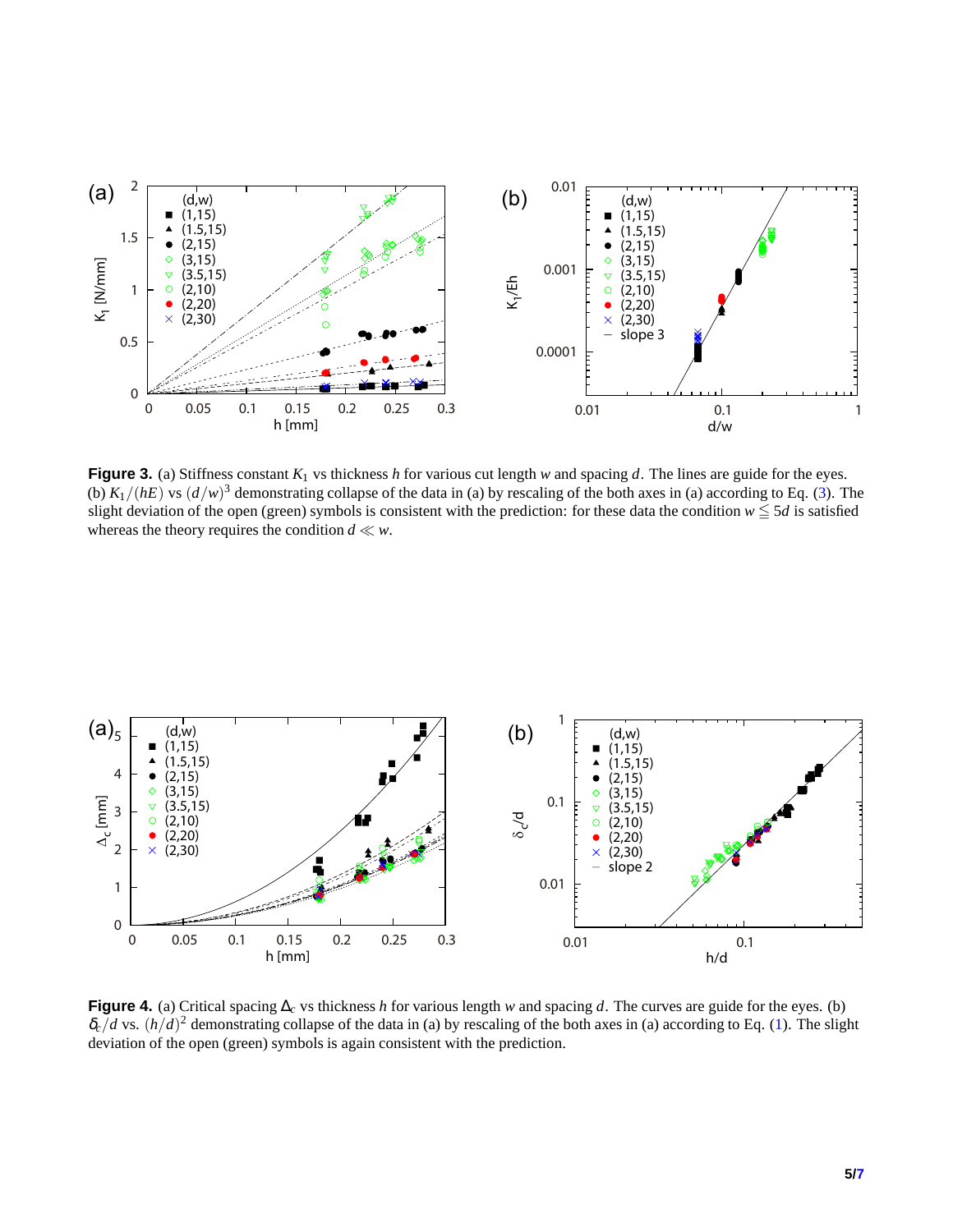**Figure 3.** (a) Stiffness constant $K_1$ vs thickness $h$ for various cut length $w$ and spacing $d$. The lines are guide for the eyes. (b) $K_1/(hE)$ vs $(d/w)^3$ demonstrating collapse of the data in (a) by rescaling of the both axes in (a) according to Eq. (3). The slight deviation of the open (green) symbols is consistent with the prediction: for these data the condition $w \leqq 5d$ is satisfied whereas the theory requires the condition $d \ll w$.

**Figure 4.** (a) Critical spacing $\Delta_c$ vs thickness $h$ for various length $w$ and spacing $d$. The curves are guide for the eyes. (b) $\delta_c/d$ vs. $(h/d)^2$ demonstrating collapse of the data in (a) by rescaling of the both axes in (a) according to Eq. (1). The slight deviation of the open (green) symbols is again consistent with the prediction.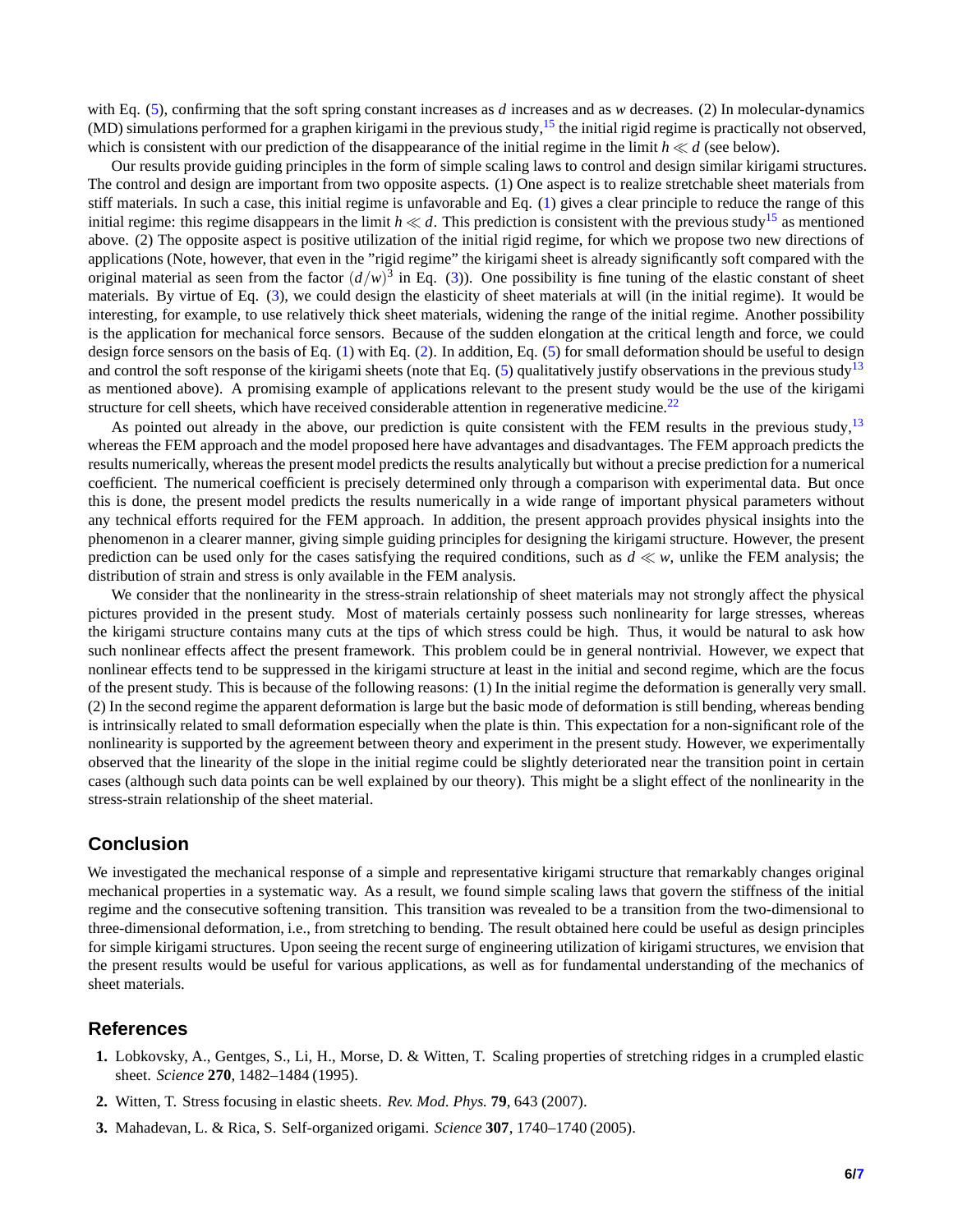with Eq. (5), confirming that the soft spring constant increases as $d$ increases and as $w$ decreases. (2) In molecular-dynamics (MD) simulations performed for a graphen kirigami in the previous study,[15] the initial rigid regime is practically not observed, which is consistent with our prediction of the disappearance of the initial regime in the limit $h \ll d$ (see below).

Our results provide guiding principles in the form of simple scaling laws to control and design similar kirigami structures. The control and design are important from two opposite aspects. (1) One aspect is to realize stretchable sheet materials from stiff materials. In such a case, this initial regime is unfavorable and Eq. (1) gives a clear principle to reduce the range of this initial regime: this regime disappears in the limit $h \ll d$. This prediction is consistent with the previous study[15] as mentioned above. (2) The opposite aspect is positive utilization of the initial rigid regime, for which we propose two new directions of applications (Note, however, that even in the "rigid regime" the kirigami sheet is already significantly soft compared with the original material as seen from the factor $(d/w)^3$ in Eq. (3)). One possibility is fine tuning of the elastic constant of sheet materials. By virtue of Eq. (3), we could design the elasticity of sheet materials at will (in the initial regime). It would be interesting, for example, to use relatively thick sheet materials, widening the range of the initial regime. Another possibility is the application for mechanical force sensors. Because of the sudden elongation at the critical length and force, we could design force sensors on the basis of Eq. (1) with Eq. (2). In addition, Eq. (5) for small deformation should be useful to design and control the soft response of the kirigami sheets (note that Eq. (5) qualitatively justify observations in the previous study[13] as mentioned above). A promising example of applications relevant to the present study would be the use of the kirigami structure for cell sheets, which have received considerable attention in regenerative medicine.[22]

As pointed out already in the above, our prediction is quite consistent with the FEM results in the previous study,[13] whereas the FEM approach and the model proposed here have advantages and disadvantages. The FEM approach predicts the results numerically, whereas the present model predicts the results analytically but without a precise prediction for a numerical coefficient. The numerical coefficient is precisely determined only through a comparison with experimental data. But once this is done, the present model predicts the results numerically in a wide range of important physical parameters without any technical efforts required for the FEM approach. In addition, the present approach provides physical insights into the phenomenon in a clearer manner, giving simple guiding principles for designing the kirigami structure. However, the present prediction can be used only for the cases satisfying the required conditions, such as $d \ll w$, unlike the FEM analysis; the distribution of strain and stress is only available in the FEM analysis.

We consider that the nonlinearity in the stress-strain relationship of sheet materials may not strongly affect the physical pictures provided in the present study. Most of materials certainly possess such nonlinearity for large stresses, whereas the kirigami structure contains many cuts at the tips of which stress could be high. Thus, it would be natural to ask how such nonlinear effects affect the present framework. This problem could be in general nontrivial. However, we expect that nonlinear effects tend to be suppressed in the kirigami structure at least in the initial and second regime, which are the focus of the present study. This is because of the following reasons: (1) In the initial regime the deformation is generally very small. (2) In the second regime the apparent deformation is large but the basic mode of deformation is still bending, whereas bending is intrinsically related to small deformation especially when the plate is thin. This expectation for a non-significant role of the nonlinearity is supported by the agreement between theory and experiment in the present study. However, we experimentally observed that the linearity of the slope in the initial regime could be slightly deteriorated near the transition point in certain cases (although such data points can be well explained by our theory). This might be a slight effect of the nonlinearity in the stress-strain relationship of the sheet material.

## Conclusion

We investigated the mechanical response of a simple and representative kirigami structure that remarkably changes original mechanical properties in a systematic way. As a result, we found simple scaling laws that govern the stiffness of the initial regime and the consecutive softening transition. This transition was revealed to be a transition from the two-dimensional to three-dimensional deformation, i.e., from stretching to bending. The result obtained here could be useful as design principles for simple kirigami structures. Upon seeing the recent surge of engineering utilization of kirigami structures, we envision that the present results would be useful for various applications, as well as for fundamental understanding of the mechanics of sheet materials.

## References

1. Lobkovsky, A., Gentges, S., Li, H., Morse, D. & Witten, T. Scaling properties of stretching ridges in a crumpled elastic sheet. *Science* **270**, 1482–1484 (1995).
2. Witten, T. Stress focusing in elastic sheets. *Rev. Mod. Phys.* **79**, 643 (2007).
3. Mahadevan, L. & Rica, S. Self-organized origami. *Science* **307**, 1740–1740 (2005).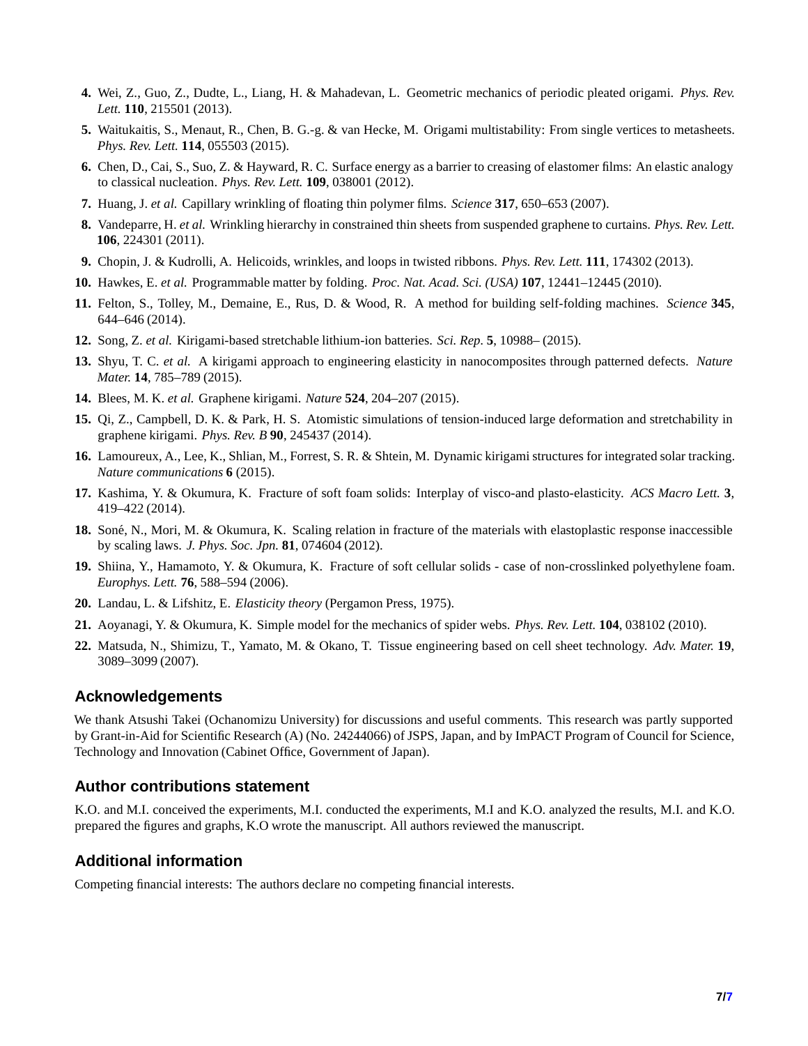4. Wei, Z., Guo, Z., Dudte, L., Liang, H. & Mahadevan, L. Geometric mechanics of periodic pleated origami. *Phys. Rev. Lett.* **110**, 215501 (2013).
5. Waitukaitis, S., Menaut, R., Chen, B. G.-g. & van Hecke, M. Origami multistability: From single vertices to metasheets. *Phys. Rev. Lett.* **114**, 055503 (2015).
6. Chen, D., Cai, S., Suo, Z. & Hayward, R. C. Surface energy as a barrier to creasing of elastomer films: An elastic analogy to classical nucleation. *Phys. Rev. Lett.* **109**, 038001 (2012).
7. Huang, J. *et al.* Capillary wrinkling of floating thin polymer films. *Science* **317**, 650–653 (2007).
8. Vandeparre, H. *et al.* Wrinkling hierarchy in constrained thin sheets from suspended graphene to curtains. *Phys. Rev. Lett.* **106**, 224301 (2011).
9. Chopin, J. & Kudrolli, A. Helicoids, wrinkles, and loops in twisted ribbons. *Phys. Rev. Lett.* **111**, 174302 (2013).
10. Hawkes, E. *et al.* Programmable matter by folding. *Proc. Nat. Acad. Sci. (USA)* **107**, 12441–12445 (2010).
11. Felton, S., Tolley, M., Demaine, E., Rus, D. & Wood, R. A method for building self-folding machines. *Science* **345**, 644–646 (2014).
12. Song, Z. *et al.* Kirigami-based stretchable lithium-ion batteries. *Sci. Rep.* **5**, 10988– (2015).
13. Shyu, T. C. *et al.* A kirigami approach to engineering elasticity in nanocomposites through patterned defects. *Nature Mater.* **14**, 785–789 (2015).
14. Blees, M. K. *et al.* Graphene kirigami. *Nature* **524**, 204–207 (2015).
15. Qi, Z., Campbell, D. K. & Park, H. S. Atomistic simulations of tension-induced large deformation and stretchability in graphene kirigami. *Phys. Rev. B* **90**, 245437 (2014).
16. Lamoureux, A., Lee, K., Shlian, M., Forrest, S. R. & Shtein, M. Dynamic kirigami structures for integrated solar tracking. *Nature communications* **6** (2015).
17. Kashima, Y. & Okumura, K. Fracture of soft foam solids: Interplay of visco-and plasto-elasticity. *ACS Macro Lett.* **3**, 419–422 (2014).
18. Soné, N., Mori, M. & Okumura, K. Scaling relation in fracture of the materials with elastoplastic response inaccessible by scaling laws. *J. Phys. Soc. Jpn.* **81**, 074604 (2012).
19. Shiina, Y., Hamamoto, Y. & Okumura, K. Fracture of soft cellular solids - case of non-crosslinked polyethylene foam. *Europhys. Lett.* **76**, 588–594 (2006).
20. Landau, L. & Lifshitz, E. *Elasticity theory* (Pergamon Press, 1975).
21. Aoyanagi, Y. & Okumura, K. Simple model for the mechanics of spider webs. *Phys. Rev. Lett.* **104**, 038102 (2010).
22. Matsuda, N., Shimizu, T., Yamato, M. & Okano, T. Tissue engineering based on cell sheet technology. *Adv. Mater.* **19**, 3089–3099 (2007).

## Acknowledgements

We thank Atsushi Takei (Ochanomizu University) for discussions and useful comments. This research was partly supported by Grant-in-Aid for Scientific Research (A) (No. 24244066) of JSPS, Japan, and by ImPACT Program of Council for Science, Technology and Innovation (Cabinet Office, Government of Japan).

## Author contributions statement

K.O. and M.I. conceived the experiments, M.I. conducted the experiments, M.I and K.O. analyzed the results, M.I. and K.O. prepared the figures and graphs, K.O wrote the manuscript. All authors reviewed the manuscript.

## Additional information

Competing financial interests: The authors declare no competing financial interests.